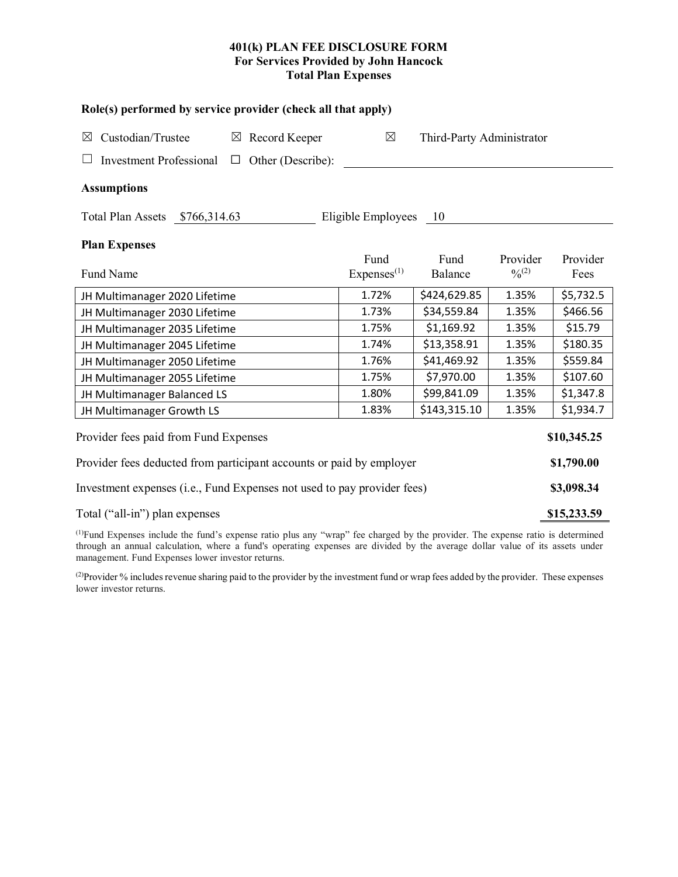# 401(k) PLAN FEE DISCLOSURE FORM
## For Services Provided by John Hancock
## Total Plan Expenses

### Role(s) performed by service provider (check all that apply)

☒ Custodian/Trustee ☒ Record Keeper ☒ Third-Party Administrator

☐ Investment Professional ☐ Other (Describe):

### Assumptions

Total Plan Assets $766,314.63 Eligible Employees 10

### Plan Expenses

| Fund Name | Fund Expenses[1] | Fund Balance | Provider %[2] | Provider Fees |
|---|---|---|---|---|
| JH Multimanager 2020 Lifetime | 1.72% | $424,629.85 | 1.35% | $5,732.5 |
| JH Multimanager 2030 Lifetime | 1.73% | $34,559.84 | 1.35% | $466.56 |
| JH Multimanager 2035 Lifetime | 1.75% | $1,169.92 | 1.35% | $15.79 |
| JH Multimanager 2045 Lifetime | 1.74% | $13,358.91 | 1.35% | $180.35 |
| JH Multimanager 2050 Lifetime | 1.76% | $41,469.92 | 1.35% | $559.84 |
| JH Multimanager 2055 Lifetime | 1.75% | $7,970.00 | 1.35% | $107.60 |
| JH Multimanager Balanced LS | 1.80% | $99,841.09 | 1.35% | $1,347.8 |
| JH Multimanager Growth LS | 1.83% | $143,315.10 | 1.35% | $1,934.7 |

| | |
|---|---|
| Provider fees paid from Fund Expenses | **$10,345.25** |
| Provider fees deducted from participant accounts or paid by employer | **$1,790.00** |
| Investment expenses (i.e., Fund Expenses not used to pay provider fees) | **$3,098.34** |
| Total ("all-in") plan expenses | **$15,233.59** |

[1]Fund Expenses include the fund's expense ratio plus any "wrap" fee charged by the provider. The expense ratio is determined through an annual calculation, where a fund's operating expenses are divided by the average dollar value of its assets under management. Fund Expenses lower investor returns.

[2]Provider % includes revenue sharing paid to the provider by the investment fund or wrap fees added by the provider. These expenses lower investor returns.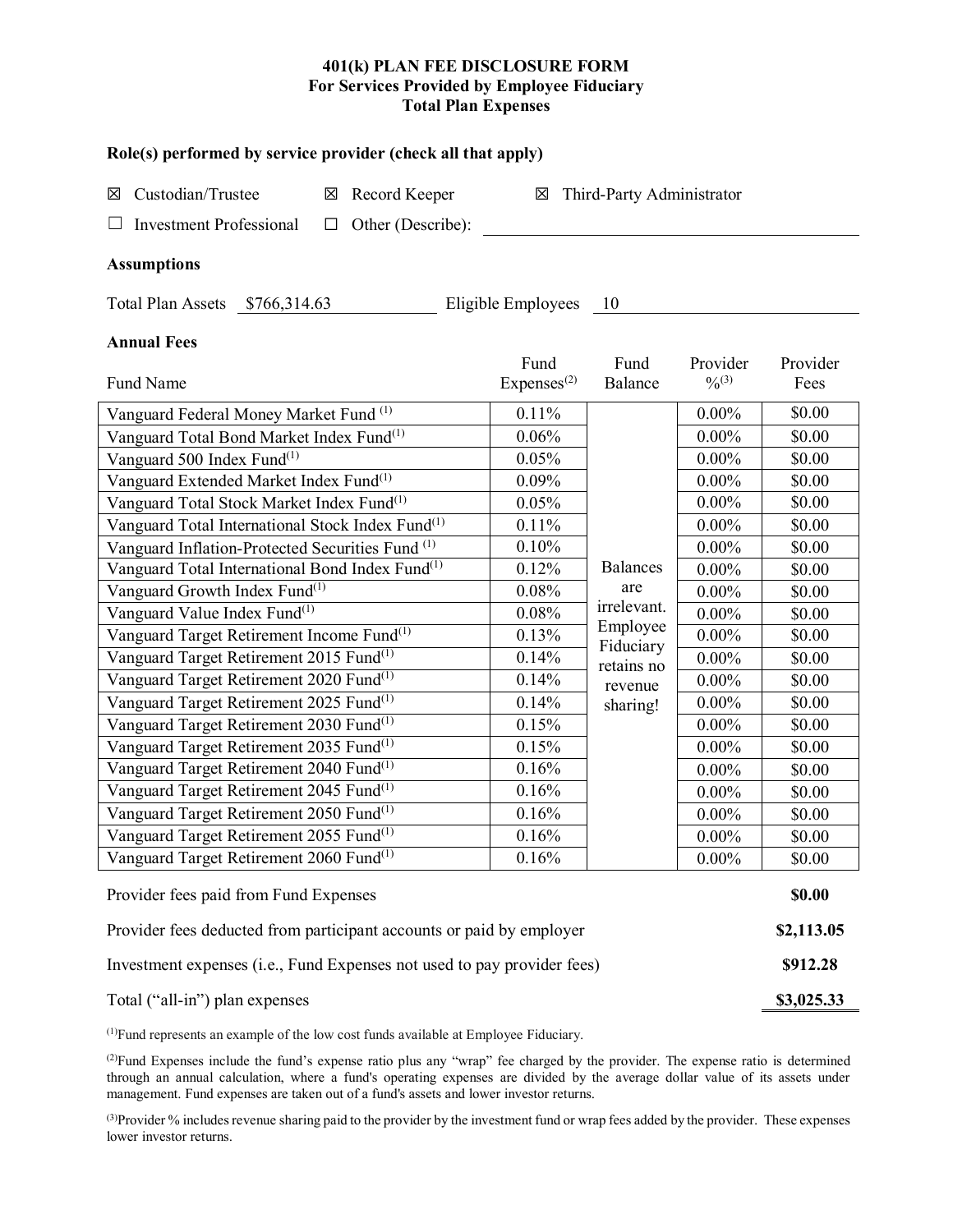# 401(k) PLAN FEE DISCLOSURE FORM
## For Services Provided by Employee Fiduciary
## Total Plan Expenses

### Role(s) performed by service provider (check all that apply)

☒ Custodian/Trustee ☒ Record Keeper ☒ Third-Party Administrator

☐ Investment Professional ☐ Other (Describe): ______

### Assumptions

Total Plan Assets $766,314.63 Eligible Employees 10

### Annual Fees

| Fund Name | Fund Expenses[2] | Fund Balance | Provider %[3] | Provider Fees |
|---|---|---|---|---|
| Vanguard Federal Money Market Fund [1] | 0.11% | Balances are irrelevant. Employee Fiduciary retains no revenue sharing! | 0.00% | $0.00 |
| Vanguard Total Bond Market Index Fund[1] | 0.06% | | 0.00% | $0.00 |
| Vanguard 500 Index Fund[1] | 0.05% | | 0.00% | $0.00 |
| Vanguard Extended Market Index Fund[1] | 0.09% | | 0.00% | $0.00 |
| Vanguard Total Stock Market Index Fund[1] | 0.05% | | 0.00% | $0.00 |
| Vanguard Total International Stock Index Fund[1] | 0.11% | | 0.00% | $0.00 |
| Vanguard Inflation-Protected Securities Fund [1] | 0.10% | | 0.00% | $0.00 |
| Vanguard Total International Bond Index Fund[1] | 0.12% | | 0.00% | $0.00 |
| Vanguard Growth Index Fund[1] | 0.08% | | 0.00% | $0.00 |
| Vanguard Value Index Fund[1] | 0.08% | | 0.00% | $0.00 |
| Vanguard Target Retirement Income Fund[1] | 0.13% | | 0.00% | $0.00 |
| Vanguard Target Retirement 2015 Fund[1] | 0.14% | | 0.00% | $0.00 |
| Vanguard Target Retirement 2020 Fund[1] | 0.14% | | 0.00% | $0.00 |
| Vanguard Target Retirement 2025 Fund[1] | 0.14% | | 0.00% | $0.00 |
| Vanguard Target Retirement 2030 Fund[1] | 0.15% | | 0.00% | $0.00 |
| Vanguard Target Retirement 2035 Fund[1] | 0.15% | | 0.00% | $0.00 |
| Vanguard Target Retirement 2040 Fund[1] | 0.16% | | 0.00% | $0.00 |
| Vanguard Target Retirement 2045 Fund[1] | 0.16% | | 0.00% | $0.00 |
| Vanguard Target Retirement 2050 Fund[1] | 0.16% | | 0.00% | $0.00 |
| Vanguard Target Retirement 2055 Fund[1] | 0.16% | | 0.00% | $0.00 |
| Vanguard Target Retirement 2060 Fund[1] | 0.16% | | 0.00% | $0.00 |

| | |
|---|---|
| Provider fees paid from Fund Expenses | **$0.00** |
| Provider fees deducted from participant accounts or paid by employer | **$2,113.05** |
| Investment expenses (i.e., Fund Expenses not used to pay provider fees) | **$912.28** |
| Total ("all-in") plan expenses | **$3,025.33** |

[1] Fund represents an example of the low cost funds available at Employee Fiduciary.

[2] Fund Expenses include the fund's expense ratio plus any "wrap" fee charged by the provider. The expense ratio is determined through an annual calculation, where a fund's operating expenses are divided by the average dollar value of its assets under management. Fund expenses are taken out of a fund's assets and lower investor returns.

[3] Provider % includes revenue sharing paid to the provider by the investment fund or wrap fees added by the provider. These expenses lower investor returns.